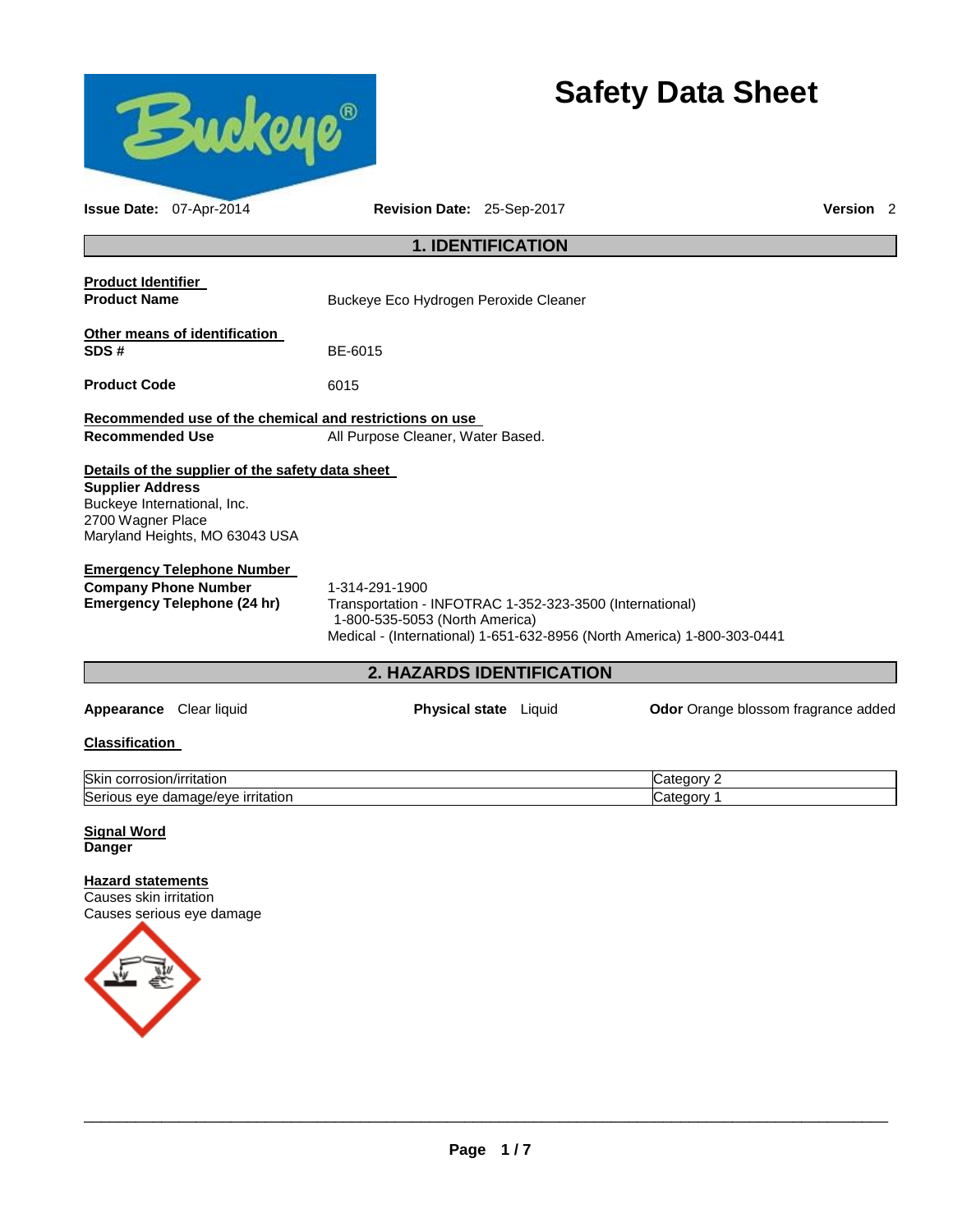# Safety Data Sheet

**Issue Date:** 07-Apr-2014 **Revision Date:** 25-Sep-2017 **Version** 2

## 1. IDENTIFICATION

**Product Identifier**

**Product Name** Buckeye Eco Hydrogen Peroxide Cleaner

**Other means of identification**

**SDS #** BE-6015

**Product Code** 6015

**Recommended use of the chemical and restrictions on use**

**Recommended Use** All Purpose Cleaner, Water Based.

**Details of the supplier of the safety data sheet**

**Supplier Address**
Buckeye International, Inc.
2700 Wagner Place
Maryland Heights, MO 63043 USA

**Emergency Telephone Number**

**Company Phone Number** 1-314-291-1900

**Emergency Telephone (24 hr)** Transportation - INFOTRAC 1-352-323-3500 (International)
1-800-535-5053 (North America)
Medical - (International) 1-651-632-8956 (North America) 1-800-303-0441

## 2. HAZARDS IDENTIFICATION

**Appearance** Clear liquid **Physical state** Liquid **Odor** Orange blossom fragrance added

**Classification**

| | |
|---|---|
| Skin corrosion/irritation | Category 2 |
| Serious eye damage/eye irritation | Category 1 |

**Signal Word**
**Danger**

**Hazard statements**
Causes skin irritation
Causes serious eye damage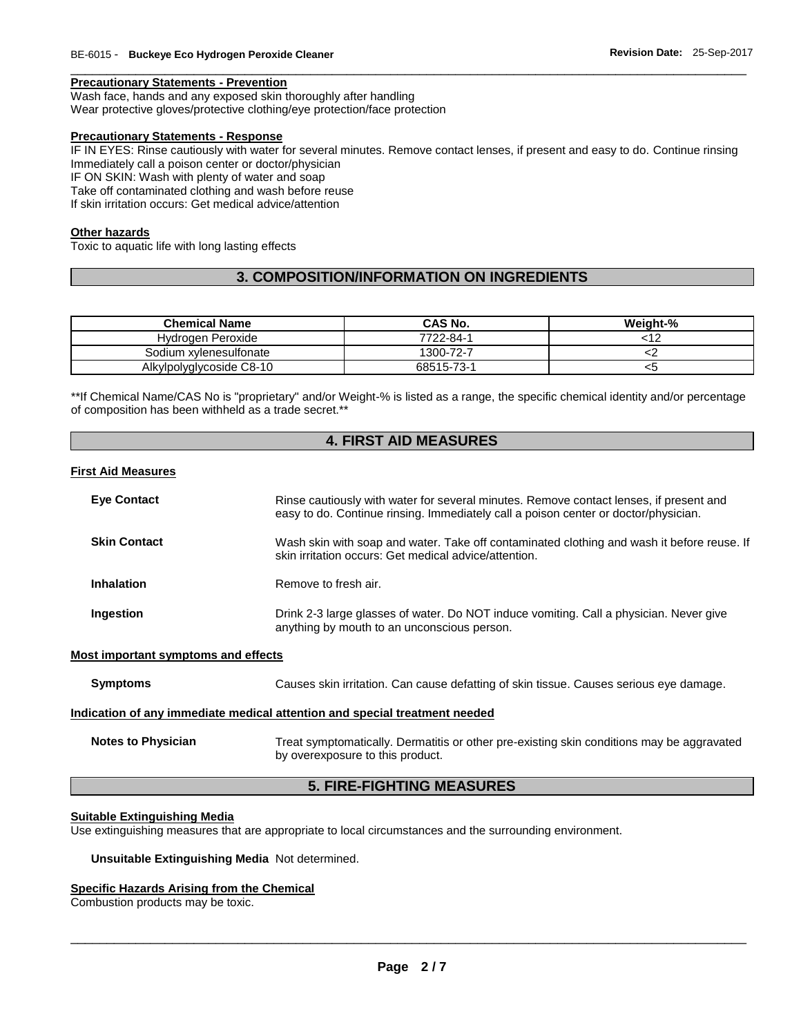**Precautionary Statements - Prevention**

Wash face, hands and any exposed skin thoroughly after handling
Wear protective gloves/protective clothing/eye protection/face protection

**Precautionary Statements - Response**

IF IN EYES: Rinse cautiously with water for several minutes. Remove contact lenses, if present and easy to do. Continue rinsing
Immediately call a poison center or doctor/physician
IF ON SKIN: Wash with plenty of water and soap
Take off contaminated clothing and wash before reuse
If skin irritation occurs: Get medical advice/attention

**Other hazards**

Toxic to aquatic life with long lasting effects

## 3. COMPOSITION/INFORMATION ON INGREDIENTS

| Chemical Name | CAS No. | Weight-% |
|---|---|---|
| Hydrogen Peroxide | 7722-84-1 | <12 |
| Sodium xylenesulfonate | 1300-72-7 | <2 |
| Alkylpolyglycoside C8-10 | 68515-73-1 | <5 |

**If Chemical Name/CAS No is "proprietary" and/or Weight-% is listed as a range, the specific chemical identity and/or percentage of composition has been withheld as a trade secret.**

## 4. FIRST AID MEASURES

**First Aid Measures**

**Eye Contact** Rinse cautiously with water for several minutes. Remove contact lenses, if present and easy to do. Continue rinsing. Immediately call a poison center or doctor/physician.

**Skin Contact** Wash skin with soap and water. Take off contaminated clothing and wash it before reuse. If skin irritation occurs: Get medical advice/attention.

**Inhalation** Remove to fresh air.

**Ingestion** Drink 2-3 large glasses of water. Do NOT induce vomiting. Call a physician. Never give anything by mouth to an unconscious person.

**Most important symptoms and effects**

**Symptoms** Causes skin irritation. Can cause defatting of skin tissue. Causes serious eye damage.

**Indication of any immediate medical attention and special treatment needed**

**Notes to Physician** Treat symptomatically. Dermatitis or other pre-existing skin conditions may be aggravated by overexposure to this product.

## 5. FIRE-FIGHTING MEASURES

**Suitable Extinguishing Media**

Use extinguishing measures that are appropriate to local circumstances and the surrounding environment.

**Unsuitable Extinguishing Media** Not determined.

**Specific Hazards Arising from the Chemical**

Combustion products may be toxic.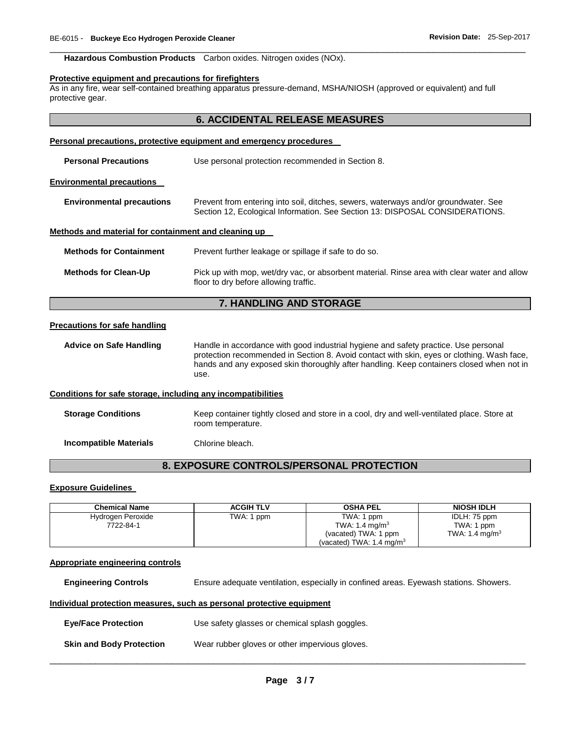**Hazardous Combustion Products** Carbon oxides. Nitrogen oxides (NOx).

**Protective equipment and precautions for firefighters**

As in any fire, wear self-contained breathing apparatus pressure-demand, MSHA/NIOSH (approved or equivalent) and full protective gear.

## 6. ACCIDENTAL RELEASE MEASURES

**Personal precautions, protective equipment and emergency procedures**

**Personal Precautions** Use personal protection recommended in Section 8.

**Environmental precautions**

**Environmental precautions** Prevent from entering into soil, ditches, sewers, waterways and/or groundwater. See Section 12, Ecological Information. See Section 13: DISPOSAL CONSIDERATIONS.

**Methods and material for containment and cleaning up**

**Methods for Containment** Prevent further leakage or spillage if safe to do so.

**Methods for Clean-Up** Pick up with mop, wet/dry vac, or absorbent material. Rinse area with clear water and allow floor to dry before allowing traffic.

## 7. HANDLING AND STORAGE

**Precautions for safe handling**

**Advice on Safe Handling** Handle in accordance with good industrial hygiene and safety practice. Use personal protection recommended in Section 8. Avoid contact with skin, eyes or clothing. Wash face, hands and any exposed skin thoroughly after handling. Keep containers closed when not in use.

**Conditions for safe storage, including any incompatibilities**

**Storage Conditions** Keep container tightly closed and store in a cool, dry and well-ventilated place. Store at room temperature.

**Incompatible Materials** Chlorine bleach.

## 8. EXPOSURE CONTROLS/PERSONAL PROTECTION

**Exposure Guidelines**

| Chemical Name | ACGIH TLV | OSHA PEL | NIOSH IDLH |
|---|---|---|---|
| Hydrogen Peroxide 7722-84-1 | TWA: 1 ppm | TWA: 1 ppm<br>TWA: 1.4 mg/m$^3$<br>(vacated) TWA: 1 ppm<br>(vacated) TWA: 1.4 mg/m$^3$ | IDLH: 75 ppm<br>TWA: 1 ppm<br>TWA: 1.4 mg/m$^3$ |

**Appropriate engineering controls**

**Engineering Controls** Ensure adequate ventilation, especially in confined areas. Eyewash stations. Showers.

**Individual protection measures, such as personal protective equipment**

**Eye/Face Protection** Use safety glasses or chemical splash goggles.

**Skin and Body Protection** Wear rubber gloves or other impervious gloves.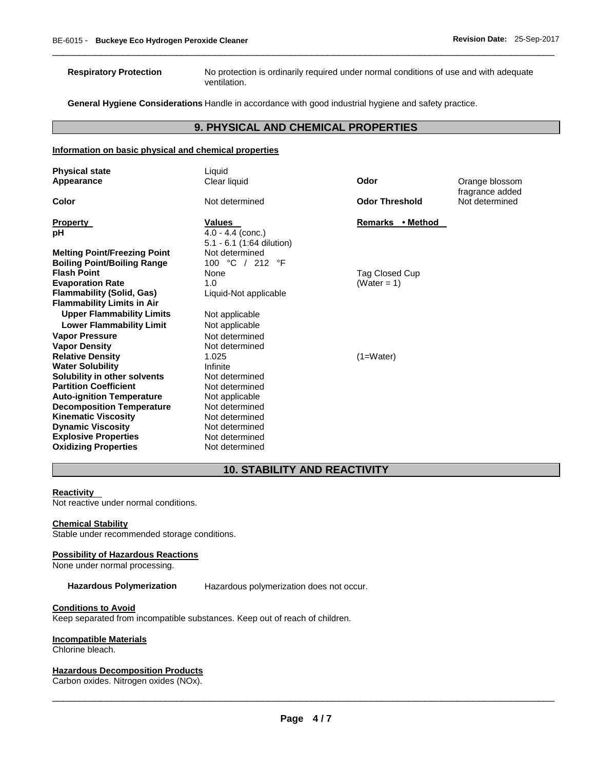**Respiratory Protection** No protection is ordinarily required under normal conditions of use and with adequate ventilation.

**General Hygiene Considerations** Handle in accordance with good industrial hygiene and safety practice.

## 9. PHYSICAL AND CHEMICAL PROPERTIES

**Information on basic physical and chemical properties**

| | | | |
|---|---|---|---|
| **Physical state** | Liquid | | |
| **Appearance** | Clear liquid | **Odor** | Orange blossom fragrance added |
| **Color** | Not determined | **Odor Threshold** | Not determined |

| **Property** | **Values** | **Remarks • Method** |
|---|---|---|
| **pH** | 4.0 - 4.4 (conc.)<br>5.1 - 6.1 (1:64 dilution) | |
| **Melting Point/Freezing Point** | Not determined | |
| **Boiling Point/Boiling Range** | 100 °C / 212 °F | |
| **Flash Point** | None | Tag Closed Cup |
| **Evaporation Rate** | 1.0 | (Water = 1) |
| **Flammability (Solid, Gas)** | Liquid-Not applicable | |
| **Flammability Limits in Air** | | |
| **Upper Flammability Limits** | Not applicable | |
| **Lower Flammability Limit** | Not applicable | |
| **Vapor Pressure** | Not determined | |
| **Vapor Density** | Not determined | |
| **Relative Density** | 1.025 | (1=Water) |
| **Water Solubility** | Infinite | |
| **Solubility in other solvents** | Not determined | |
| **Partition Coefficient** | Not determined | |
| **Auto-ignition Temperature** | Not applicable | |
| **Decomposition Temperature** | Not determined | |
| **Kinematic Viscosity** | Not determined | |
| **Dynamic Viscosity** | Not determined | |
| **Explosive Properties** | Not determined | |
| **Oxidizing Properties** | Not determined | |

## 10. STABILITY AND REACTIVITY

**Reactivity**

Not reactive under normal conditions.

**Chemical Stability**

Stable under recommended storage conditions.

**Possibility of Hazardous Reactions**

None under normal processing.

**Hazardous Polymerization** Hazardous polymerization does not occur.

**Conditions to Avoid**

Keep separated from incompatible substances. Keep out of reach of children.

**Incompatible Materials**

Chlorine bleach.

**Hazardous Decomposition Products**

Carbon oxides. Nitrogen oxides (NOx).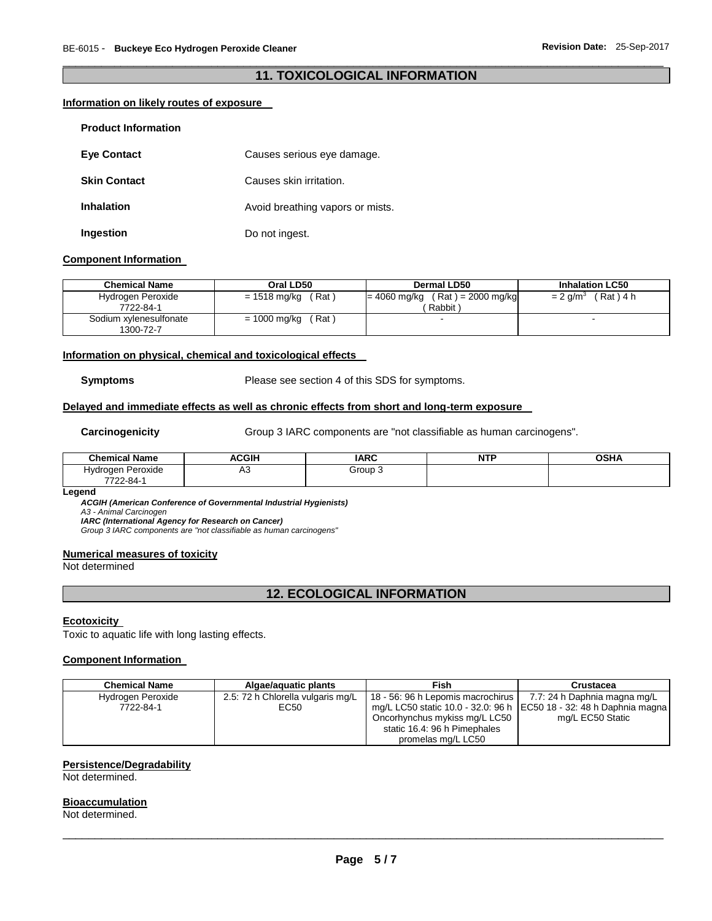## 11. TOXICOLOGICAL INFORMATION

### Information on likely routes of exposure

**Product Information**

**Eye Contact** Causes serious eye damage.

**Skin Contact** Causes skin irritation.

**Inhalation** Avoid breathing vapors or mists.

**Ingestion** Do not ingest.

### Component Information

| Chemical Name | Oral LD50 | Dermal LD50 | Inhalation LC50 |
|---|---|---|---|
| Hydrogen Peroxide 7722-84-1 | = 1518 mg/kg ( Rat ) | = 4060 mg/kg ( Rat ) = 2000 mg/kg ( Rabbit ) | = 2 g/m$^3$ ( Rat ) 4 h |
| Sodium xylenesulfonate 1300-72-7 | = 1000 mg/kg ( Rat ) | - | - |

### Information on physical, chemical and toxicological effects

**Symptoms** Please see section 4 of this SDS for symptoms.

### Delayed and immediate effects as well as chronic effects from short and long-term exposure

**Carcinogenicity** Group 3 IARC components are "not classifiable as human carcinogens".

| Chemical Name | ACGIH | IARC | NTP | OSHA |
|---|---|---|---|---|
| Hydrogen Peroxide 7722-84-1 | A3 | Group 3 | | |

**Legend**

***ACGIH (American Conference of Governmental Industrial Hygienists)***
*A3 - Animal Carcinogen*
***IARC (International Agency for Research on Cancer)***
*Group 3 IARC components are "not classifiable as human carcinogens"*

### Numerical measures of toxicity

Not determined

## 12. ECOLOGICAL INFORMATION

### Ecotoxicity

Toxic to aquatic life with long lasting effects.

### Component Information

| Chemical Name | Algae/aquatic plants | Fish | Crustacea |
|---|---|---|---|
| Hydrogen Peroxide 7722-84-1 | 2.5: 72 h Chlorella vulgaris mg/L EC50 | 18 - 56: 96 h Lepomis macrochirus mg/L LC50 static 10.0 - 32.0: 96 h Oncorhynchus mykiss mg/L LC50 static 16.4: 96 h Pimephales promelas mg/L LC50 | 7.7: 24 h Daphnia magna mg/L EC50 18 - 32: 48 h Daphnia magna mg/L EC50 Static |

### Persistence/Degradability

Not determined.

### Bioaccumulation

Not determined.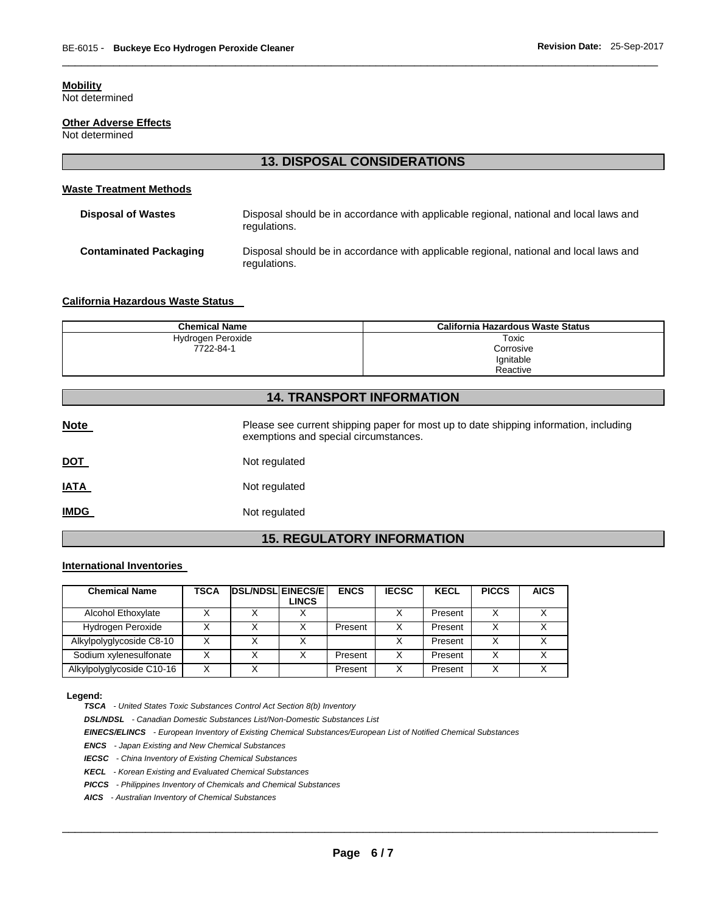**Mobility**
Not determined

**Other Adverse Effects**
Not determined

## 13. DISPOSAL CONSIDERATIONS

### Waste Treatment Methods

**Disposal of Wastes** Disposal should be in accordance with applicable regional, national and local laws and regulations.

**Contaminated Packaging** Disposal should be in accordance with applicable regional, national and local laws and regulations.

### California Hazardous Waste Status

| Chemical Name | California Hazardous Waste Status |
|---|---|
| Hydrogen Peroxide 7722-84-1 | Toxic Corrosive Ignitable Reactive |

## 14. TRANSPORT INFORMATION

**Note** Please see current shipping paper for most up to date shipping information, including exemptions and special circumstances.

**DOT** Not regulated

**IATA** Not regulated

**IMDG** Not regulated

## 15. REGULATORY INFORMATION

### International Inventories

| Chemical Name | TSCA | DSL/NDSL | EINECS/ELINCS | ENCS | IECSC | KECL | PICCS | AICS |
|---|---|---|---|---|---|---|---|---|
| Alcohol Ethoxylate | X | X | X | | X | Present | X | X |
| Hydrogen Peroxide | X | X | X | Present | X | Present | X | X |
| Alkylpolyglycoside C8-10 | X | X | X | | X | Present | X | X |
| Sodium xylenesulfonate | X | X | X | Present | X | Present | X | X |
| Alkylpolyglycoside C10-16 | X | X | | Present | X | Present | X | X |

**Legend:**

***TSCA*** *- United States Toxic Substances Control Act Section 8(b) Inventory*

***DSL/NDSL*** *- Canadian Domestic Substances List/Non-Domestic Substances List*

***EINECS/ELINCS*** *- European Inventory of Existing Chemical Substances/European List of Notified Chemical Substances*

***ENCS*** *- Japan Existing and New Chemical Substances*

***IECSC*** *- China Inventory of Existing Chemical Substances*

***KECL*** *- Korean Existing and Evaluated Chemical Substances*

***PICCS*** *- Philippines Inventory of Chemicals and Chemical Substances*

***AICS*** *- Australian Inventory of Chemical Substances*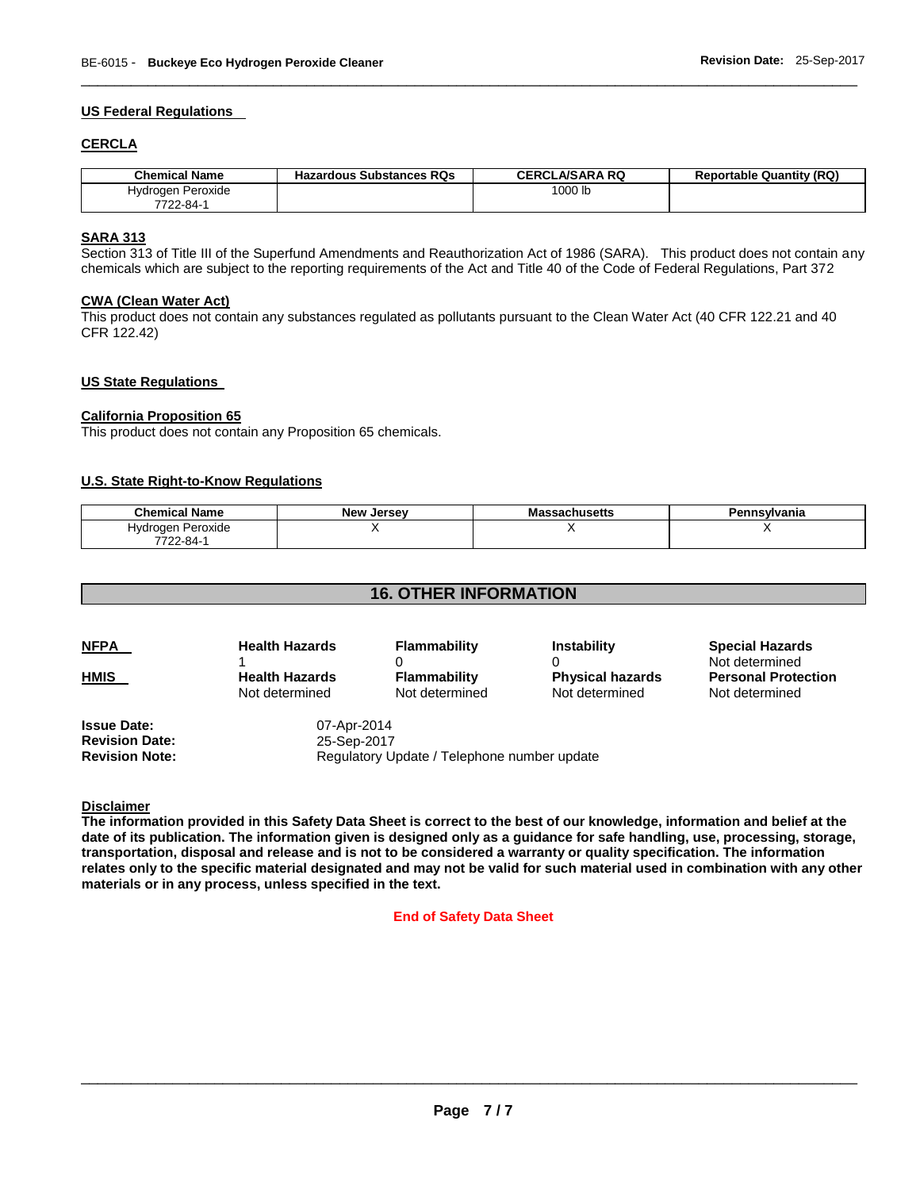## US Federal Regulations

### CERCLA

| Chemical Name | Hazardous Substances RQs | CERCLA/SARA RQ | Reportable Quantity (RQ) |
|---|---|---|---|
| Hydrogen Peroxide 7722-84-1 | | 1000 lb | |

### SARA 313

Section 313 of Title III of the Superfund Amendments and Reauthorization Act of 1986 (SARA). This product does not contain any chemicals which are subject to the reporting requirements of the Act and Title 40 of the Code of Federal Regulations, Part 372

### CWA (Clean Water Act)

This product does not contain any substances regulated as pollutants pursuant to the Clean Water Act (40 CFR 122.21 and 40 CFR 122.42)

## US State Regulations

### California Proposition 65

This product does not contain any Proposition 65 chemicals.

### U.S. State Right-to-Know Regulations

| Chemical Name | New Jersey | Massachusetts | Pennsylvania |
|---|---|---|---|
| Hydrogen Peroxide 7722-84-1 | X | X | X |

## 16. OTHER INFORMATION

| | | | | |
|---|---|---|---|---|
| **NFPA** | **Health Hazards** 1 | **Flammability** 0 | **Instability** 0 | **Special Hazards** Not determined |
| **HMIS** | **Health Hazards** Not determined | **Flammability** Not determined | **Physical hazards** Not determined | **Personal Protection** Not determined |

**Issue Date:** 07-Apr-2014
**Revision Date:** 25-Sep-2017
**Revision Note:** Regulatory Update / Telephone number update

### Disclaimer

**The information provided in this Safety Data Sheet is correct to the best of our knowledge, information and belief at the date of its publication. The information given is designed only as a guidance for safe handling, use, processing, storage, transportation, disposal and release and is not to be considered a warranty or quality specification. The information relates only to the specific material designated and may not be valid for such material used in combination with any other materials or in any process, unless specified in the text.**

**End of Safety Data Sheet**